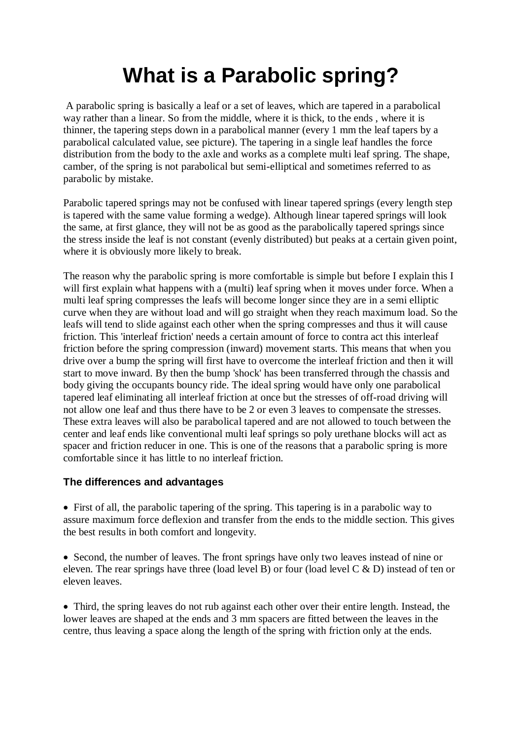# What is a Parabolic spring?

A parabolic spring is basically a leaf or a set of leaves, which are tapered in a parabolical way rather than a linear. So from the middle, where it is thick, to the ends , where it is thinner, the tapering steps down in a parabolical manner (every 1 mm the leaf tapers by a parabolical calculated value, see picture). The tapering in a single leaf handles the force distribution from the body to the axle and works as a complete multi leaf spring. The shape, camber, of the spring is not parabolical but semi-elliptical and sometimes referred to as parabolic by mistake.

Parabolic tapered springs may not be confused with linear tapered springs (every length step is tapered with the same value forming a wedge). Although linear tapered springs will look the same, at first glance, they will not be as good as the parabolically tapered springs since the stress inside the leaf is not constant (evenly distributed) but peaks at a certain given point, where it is obviously more likely to break.

The reason why the parabolic spring is more comfortable is simple but before I explain this I will first explain what happens with a (multi) leaf spring when it moves under force. When a multi leaf spring compresses the leafs will become longer since they are in a semi elliptic curve when they are without load and will go straight when they reach maximum load. So the leafs will tend to slide against each other when the spring compresses and thus it will cause friction. This 'interleaf friction' needs a certain amount of force to contra act this interleaf friction before the spring compression (inward) movement starts. This means that when you drive over a bump the spring will first have to overcome the interleaf friction and then it will start to move inward. By then the bump 'shock' has been transferred through the chassis and body giving the occupants bouncy ride. The ideal spring would have only one parabolical tapered leaf eliminating all interleaf friction at once but the stresses of off-road driving will not allow one leaf and thus there have to be 2 or even 3 leaves to compensate the stresses. These extra leaves will also be parabolical tapered and are not allowed to touch between the center and leaf ends like conventional multi leaf springs so poly urethane blocks will act as spacer and friction reducer in one. This is one of the reasons that a parabolic spring is more comfortable since it has little to no interleaf friction.

### The differences and advantages

- First of all, the parabolic tapering of the spring. This tapering is in a parabolic way to assure maximum force deflexion and transfer from the ends to the middle section. This gives the best results in both comfort and longevity.

- Second, the number of leaves. The front springs have only two leaves instead of nine or eleven. The rear springs have three (load level B) or four (load level C & D) instead of ten or eleven leaves.

- Third, the spring leaves do not rub against each other over their entire length. Instead, the lower leaves are shaped at the ends and 3 mm spacers are fitted between the leaves in the centre, thus leaving a space along the length of the spring with friction only at the ends.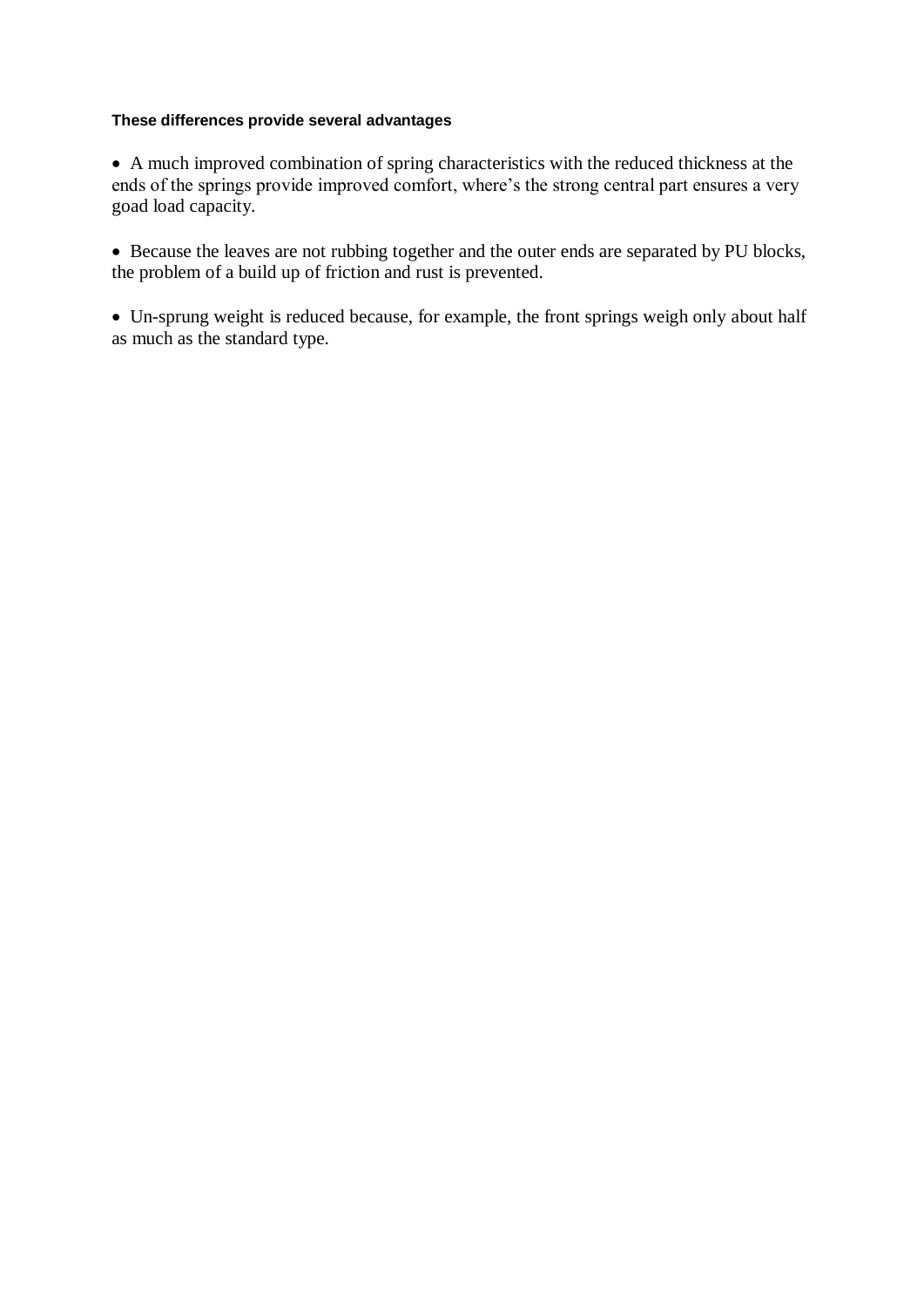**These differences provide several advantages**

- A much improved combination of spring characteristics with the reduced thickness at the ends of the springs provide improved comfort, where's the strong central part ensures a very goad load capacity.

- Because the leaves are not rubbing together and the outer ends are separated by PU blocks, the problem of a build up of friction and rust is prevented.

- Un-sprung weight is reduced because, for example, the front springs weigh only about half as much as the standard type.